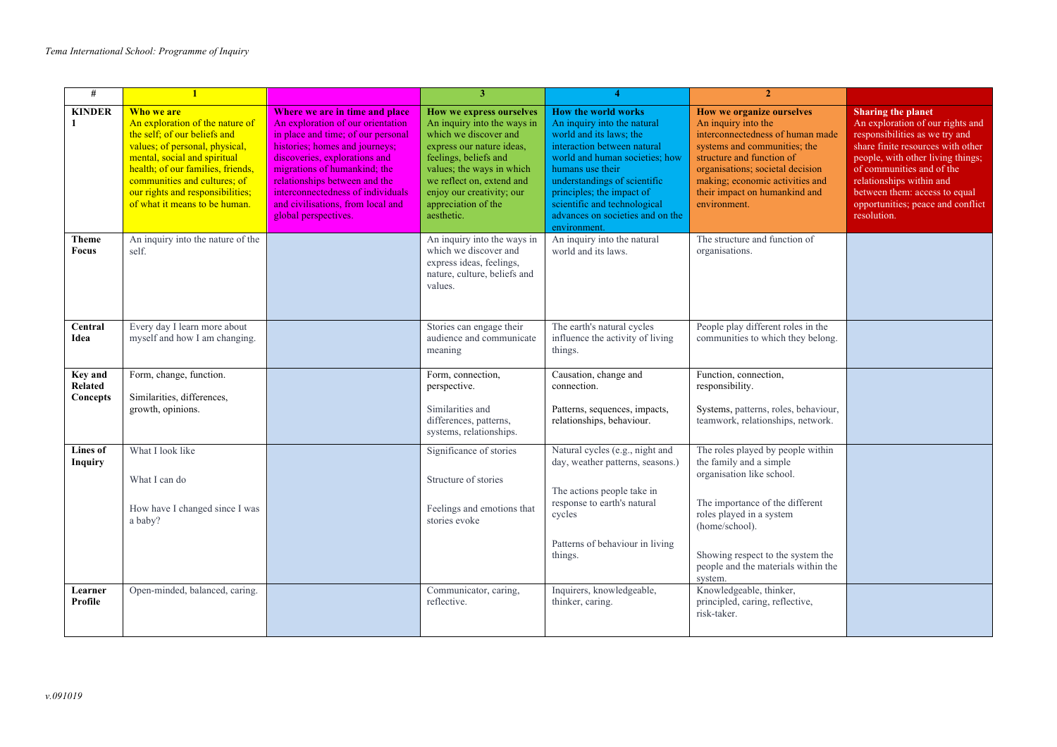| # | 1 | | 3 | 4 | 2 | |
|---|---|---|---|---|---|---|
| **KINDER 1** | **Who we are** An exploration of the nature of the self; of our beliefs and values; of personal, physical, mental, social and spiritual health; of our families, friends, communities and cultures; of our rights and responsibilities; of what it means to be human. | **Where we are in time and place** An exploration of our orientation in place and time; of our personal histories; homes and journeys; discoveries, explorations and migrations of humankind; the relationships between and the interconnectedness of individuals and civilisations, from local and global perspectives. | **How we express ourselves** An inquiry into the ways in which we discover and express our nature ideas, feelings, beliefs and values; the ways in which we reflect on, extend and enjoy our creativity; our appreciation of the aesthetic. | **How the world works** An inquiry into the natural world and its laws; the interaction between natural world and human societies; how humans use their understandings of scientific principles; the impact of scientific and technological advances on societies and on the environment. | **How we organize ourselves** An inquiry into the interconnectedness of human made systems and communities; the structure and function of organisations; societal decision making; economic activities and their impact on humankind and environment. | **Sharing the planet** An exploration of our rights and responsibilities as we try and share finite resources with other people, with other living things; of communities and of the relationships within and between them: access to equal opportunities; peace and conflict resolution. |
| **Theme Focus** | An inquiry into the nature of the self. | | An inquiry into the ways in which we discover and express ideas, feelings, nature, culture, beliefs and values. | An inquiry into the natural world and its laws. | The structure and function of organisations. | |
| **Central Idea** | Every day I learn more about myself and how I am changing. | | Stories can engage their audience and communicate meaning | The earth's natural cycles influence the activity of living things. | People play different roles in the communities to which they belong. | |
| **Key and Related Concepts** | Form, change, function.<br><br>Similarities, differences, growth, opinions. | | Form, connection, perspective.<br><br>Similarities and differences, patterns, systems, relationships. | Causation, change and connection.<br><br>Patterns, sequences, impacts, relationships, behaviour. | Function, connection, responsibility.<br><br>Systems, patterns, roles, behaviour, teamwork, relationships, network. | |
| **Lines of Inquiry** | What I look like<br><br>What I can do<br><br>How have I changed since I was a baby? | | Significance of stories<br><br>Structure of stories<br><br>Feelings and emotions that stories evoke | Natural cycles (e.g., night and day, weather patterns, seasons.)<br><br>The actions people take in response to earth's natural cycles<br><br>Patterns of behaviour in living things. | The roles played by people within the family and a simple organisation like school.<br><br>The importance of the different roles played in a system (home/school).<br><br>Showing respect to the system the people and the materials within the system. | |
| **Learner Profile** | Open-minded, balanced, caring. | | Communicator, caring, reflective. | Inquirers, knowledgeable, thinker, caring. | Knowledgeable, thinker, principled, caring, reflective, risk-taker. | |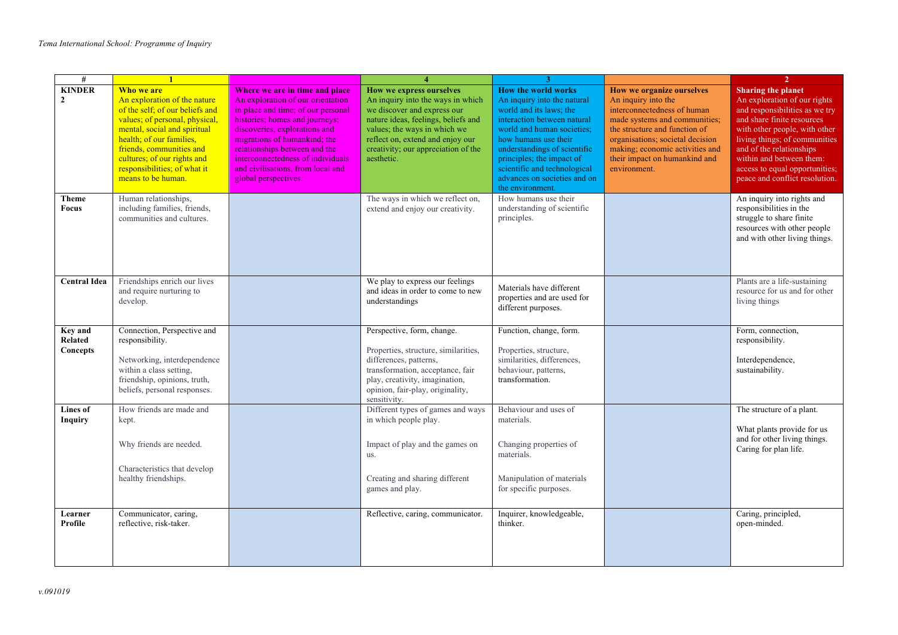*Tema International School: Programme of Inquiry*

| # | 1 | | 4 | 3 | | 2 |
|---|---|---|---|---|---|---|
| **KINDER 2** | **Who we are** An exploration of the nature of the self; of our beliefs and values; of personal, physical, mental, social and spiritual health; of our families, friends, communities and cultures; of our rights and responsibilities; of what it means to be human. | **Where we are in time and place** An exploration of our orientation in place and time; of our personal histories; homes and journeys; discoveries, explorations and migrations of humankind; the relationships between and the interconnectedness of individuals and civilisations, from local and global perspectives. | **How we express ourselves** An inquiry into the ways in which we discover and express our nature ideas, feelings, beliefs and values; the ways in which we reflect on, extend and enjoy our creativity; our appreciation of the aesthetic. | **How the world works** An inquiry into the natural world and its laws; the interaction between natural world and human societies; how humans use their understandings of scientific principles; the impact of scientific and technological advances on societies and on the environment. | **How we organize ourselves** An inquiry into the interconnectedness of human made systems and communities; the structure and function of organisations; societal decision making; economic activities and their impact on humankind and environment. | **Sharing the planet** An exploration of our rights and responsibilities as we try and share finite resources with other people, with other living things; of communities and of the relationships within and between them: access to equal opportunities; peace and conflict resolution. |
| **Theme Focus** | Human relationships, including families, friends, communities and cultures. | | The ways in which we reflect on, extend and enjoy our creativity. | How humans use their understanding of scientific principles. | | An inquiry into rights and responsibilities in the struggle to share finite resources with other people and with other living things. |
| **Central Idea** | Friendships enrich our lives and require nurturing to develop. | | We play to express our feelings and ideas in order to come to new understandings | Materials have different properties and are used for different purposes. | | Plants are a life-sustaining resource for us and for other living things |
| **Key and Related Concepts** | Connection, Perspective and responsibility.<br><br>Networking, interdependence within a class setting, friendship, opinions, truth, beliefs, personal responses. | | Perspective, form, change.<br><br>Properties, structure, similarities, differences, patterns, transformation, acceptance, fair play, creativity, imagination, opinion, fair-play, originality, sensitivity. | Function, change, form.<br><br>Properties, structure, similarities, differences, behaviour, patterns, transformation. | | Form, connection, responsibility.<br><br>Interdependence, sustainability. |
| **Lines of Inquiry** | How friends are made and kept.<br><br>Why friends are needed.<br><br>Characteristics that develop healthy friendships. | | Different types of games and ways in which people play.<br><br>Impact of play and the games on us.<br><br>Creating and sharing different games and play. | Behaviour and uses of materials.<br><br>Changing properties of materials.<br><br>Manipulation of materials for specific purposes. | | The structure of a plant.<br><br>What plants provide for us and for other living things. Caring for plan life. |
| **Learner Profile** | Communicator, caring, reflective, risk-taker. | | Reflective, caring, communicator. | Inquirer, knowledgeable, thinker. | | Caring, principled, open-minded. |

*v.091019*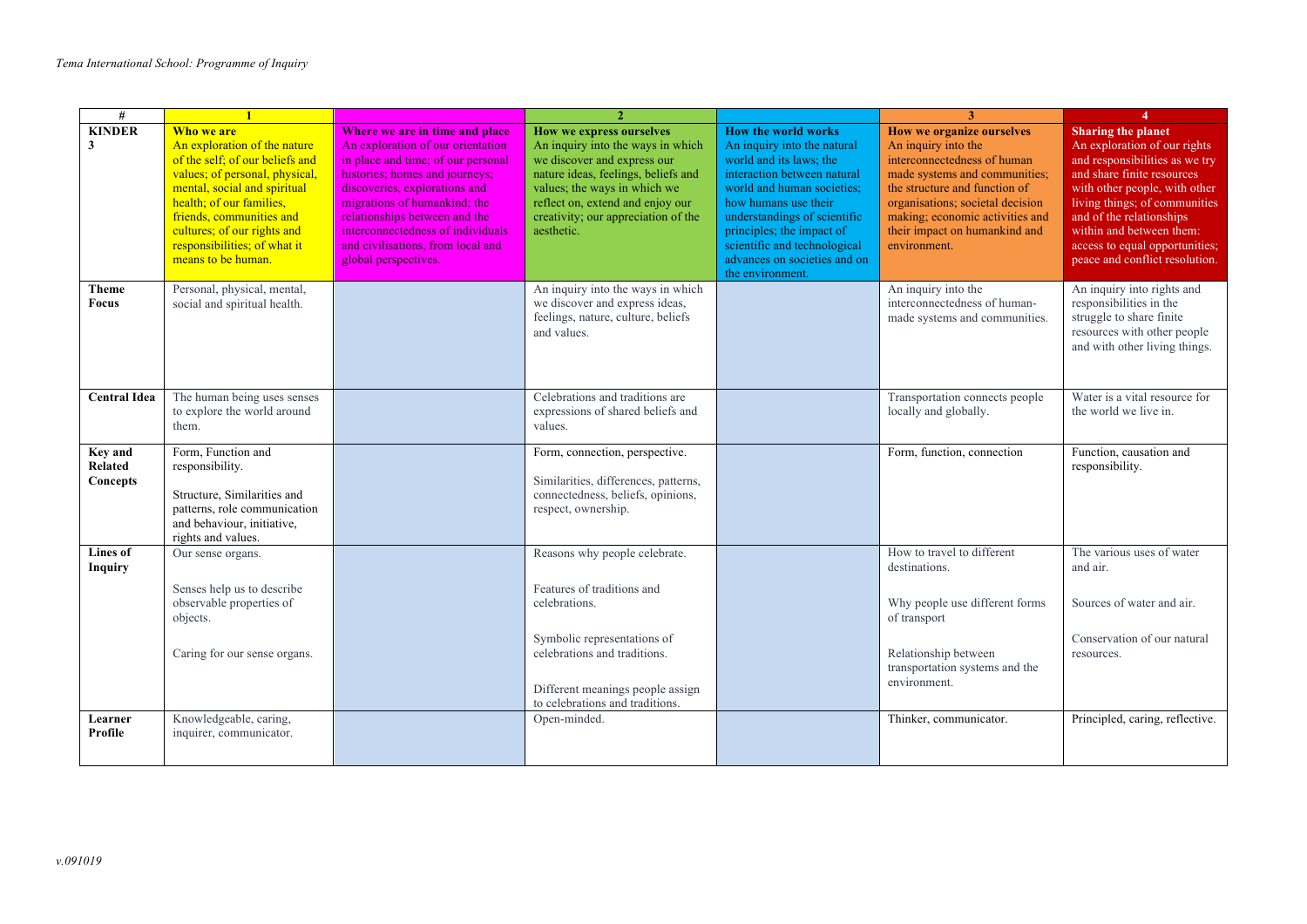*Tema International School: Programme of Inquiry*

| # | 1 | | 2 | | 3 | 4 |
|---|---|---|---|---|---|---|
| **KINDER 3** | **Who we are** An exploration of the nature of the self; of our beliefs and values; of personal, physical, mental, social and spiritual health; of our families, friends, communities and cultures; of our rights and responsibilities; of what it means to be human. | **Where we are in time and place** An exploration of our orientation in place and time; of our personal histories; homes and journeys; discoveries, explorations and migrations of humankind; the relationships between and the interconnectedness of individuals and civilisations, from local and global perspectives. | **How we express ourselves** An inquiry into the ways in which we discover and express our nature ideas, feelings, beliefs and values; the ways in which we reflect on, extend and enjoy our creativity; our appreciation of the aesthetic. | **How the world works** An inquiry into the natural world and its laws; the interaction between natural world and human societies; how humans use their understandings of scientific principles; the impact of scientific and technological advances on societies and on the environment. | **How we organize ourselves** An inquiry into the interconnectedness of human made systems and communities; the structure and function of organisations; societal decision making; economic activities and their impact on humankind and environment. | **Sharing the planet** An exploration of our rights and responsibilities as we try and share finite resources with other people, with other living things; of communities and of the relationships within and between them: access to equal opportunities; peace and conflict resolution. |
| **Theme Focus** | Personal, physical, mental, social and spiritual health. | | An inquiry into the ways in which we discover and express ideas, feelings, nature, culture, beliefs and values. | | An inquiry into the interconnectedness of human-made systems and communities. | An inquiry into rights and responsibilities in the struggle to share finite resources with other people and with other living things. |
| **Central Idea** | The human being uses senses to explore the world around them. | | Celebrations and traditions are expressions of shared beliefs and values. | | Transportation connects people locally and globally. | Water is a vital resource for the world we live in. |
| **Key and Related Concepts** | Form, Function and responsibility.<br><br>Structure, Similarities and patterns, role communication and behaviour, initiative, rights and values. | | Form, connection, perspective.<br><br>Similarities, differences, patterns, connectedness, beliefs, opinions, respect, ownership. | | Form, function, connection | Function, causation and responsibility. |
| **Lines of Inquiry** | Our sense organs.<br><br>Senses help us to describe observable properties of objects.<br><br>Caring for our sense organs. | | Reasons why people celebrate.<br><br>Features of traditions and celebrations.<br><br>Symbolic representations of celebrations and traditions.<br><br>Different meanings people assign to celebrations and traditions. | | How to travel to different destinations.<br><br>Why people use different forms of transport<br><br>Relationship between transportation systems and the environment. | The various uses of water and air.<br><br>Sources of water and air.<br><br>Conservation of our natural resources. |
| **Learner Profile** | Knowledgeable, caring, inquirer, communicator. | | Open-minded. | | Thinker, communicator. | Principled, caring, reflective. |

*v.091019*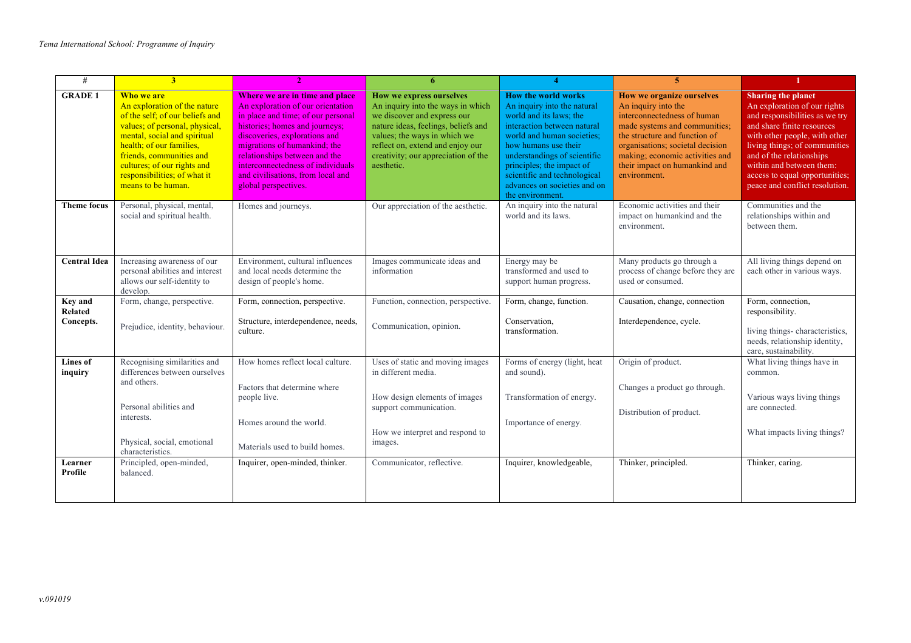| # | 3 | 2 | 6 | 4 | 5 | 1 |
|---|---|---|---|---|---|---|
| **GRADE 1** | **Who we are** An exploration of the nature of the self; of our beliefs and values; of personal, physical, mental, social and spiritual health; of our families, friends, communities and cultures; of our rights and responsibilities; of what it means to be human. | **Where we are in time and place** An exploration of our orientation in place and time; of our personal histories; homes and journeys; discoveries, explorations and migrations of humankind; the relationships between and the interconnectedness of individuals and civilisations, from local and global perspectives. | **How we express ourselves** An inquiry into the ways in which we discover and express our nature ideas, feelings, beliefs and values; the ways in which we reflect on, extend and enjoy our creativity; our appreciation of the aesthetic. | **How the world works** An inquiry into the natural world and its laws; the interaction between natural world and human societies; how humans use their understandings of scientific principles; the impact of scientific and technological advances on societies and on the environment. | **How we organize ourselves** An inquiry into the interconnectedness of human made systems and communities; the structure and function of organisations; societal decision making; economic activities and their impact on humankind and environment. | **Sharing the planet** An exploration of our rights and responsibilities as we try and share finite resources with other people, with other living things; of communities and of the relationships within and between them: access to equal opportunities; peace and conflict resolution. |
| **Theme focus** | Personal, physical, mental, social and spiritual health. | Homes and journeys. | Our appreciation of the aesthetic. | An inquiry into the natural world and its laws. | Economic activities and their impact on humankind and the environment. | Communities and the relationships within and between them. |
| **Central Idea** | Increasing awareness of our personal abilities and interest allows our self-identity to develop. | Environment, cultural influences and local needs determine the design of people's home. | Images communicate ideas and information | Energy may be transformed and used to support human progress. | Many products go through a process of change before they are used or consumed. | All living things depend on each other in various ways. |
| **Key and Related Concepts.** | Form, change, perspective.<br><br>Prejudice, identity, behaviour. | Form, connection, perspective.<br><br>Structure, interdependence, needs, culture. | Function, connection, perspective.<br><br>Communication, opinion. | Form, change, function.<br><br>Conservation, transformation. | Causation, change, connection<br><br>Interdependence, cycle. | Form, connection, responsibility.<br><br>living things- characteristics, needs, relationship identity, care, sustainability. |
| **Lines of inquiry** | Recognising similarities and differences between ourselves and others.<br><br>Personal abilities and interests.<br><br>Physical, social, emotional characteristics. | How homes reflect local culture.<br><br>Factors that determine where people live.<br><br>Homes around the world.<br><br>Materials used to build homes. | Uses of static and moving images in different media.<br><br>How design elements of images support communication.<br><br>How we interpret and respond to images. | Forms of energy (light, heat and sound).<br><br>Transformation of energy.<br><br>Importance of energy. | Origin of product.<br><br>Changes a product go through.<br><br>Distribution of product. | What living things have in common.<br><br>Various ways living things are connected.<br><br>What impacts living things? |
| **Learner Profile** | Principled, open-minded, balanced. | Inquirer, open-minded, thinker. | Communicator, reflective. | Inquirer, knowledgeable, | Thinker, principled. | Thinker, caring. |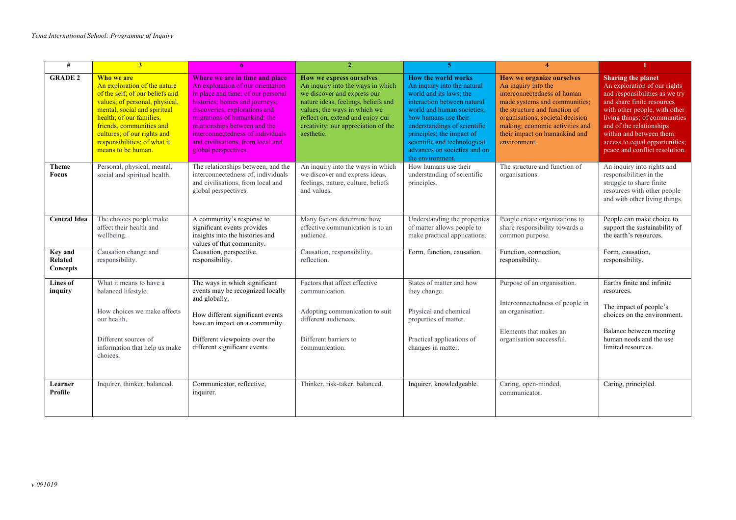| # | 3 | 6 | 2 | 5 | 4 | 1 |
|---|---|---|---|---|---|---|
| **GRADE 2** | **Who we are** An exploration of the nature of the self; of our beliefs and values; of personal, physical, mental, social and spiritual health; of our families, friends, communities and cultures; of our rights and responsibilities; of what it means to be human. | **Where we are in time and place** An exploration of our orientation in place and time; of our personal histories; homes and journeys; discoveries, explorations and migrations of humankind; the relationships between and the interconnectedness of individuals and civilisations, from local and global perspectives. | **How we express ourselves** An inquiry into the ways in which we discover and express our nature ideas, feelings, beliefs and values; the ways in which we reflect on, extend and enjoy our creativity; our appreciation of the aesthetic. | **How the world works** An inquiry into the natural world and its laws; the interaction between natural world and human societies; how humans use their understandings of scientific principles; the impact of scientific and technological advances on societies and on the environment. | **How we organize ourselves** An inquiry into the interconnectedness of human made systems and communities; the structure and function of organisations; societal decision making; economic activities and their impact on humankind and environment. | **Sharing the planet** An exploration of our rights and responsibilities as we try and share finite resources with other people, with other living things; of communities and of the relationships within and between them: access to equal opportunities; peace and conflict resolution. |
| **Theme Focus** | Personal, physical, mental, social and spiritual health. | The relationships between, and the interconnectedness of, individuals and civilisations, from local and global perspectives. | An inquiry into the ways in which we discover and express ideas, feelings, nature, culture, beliefs and values. | How humans use their understanding of scientific principles. | The structure and function of organisations. | An inquiry into rights and responsibilities in the struggle to share finite resources with other people and with other living things. |
| **Central Idea** | The choices people make affect their health and wellbeing. | A community's response to significant events provides insights into the histories and values of that community. | Many factors determine how effective communication is to an audience. | Understanding the properties of matter allows people to make practical applications. | People create organizations to share responsibility towards a common purpose. | People can make choice to support the sustainability of the earth's resources. |
| **Key and Related Concepts** | Causation change and responsibility. | Causation, perspective, responsibility. | Causation, responsibility, reflection. | Form, function, causation. | Function, connection, responsibility. | Form, causation, responsibility. |
| **Lines of inquiry** | What it means to have a balanced lifestyle.<br><br>How choices we make affects our health.<br><br>Different sources of information that help us make choices. | The ways in which significant events may be recognized locally and globally.<br><br>How different significant events have an impact on a community.<br><br>Different viewpoints over the different significant events. | Factors that affect effective communication.<br><br>Adopting communication to suit different audiences.<br><br>Different barriers to communication. | States of matter and how they change.<br><br>Physical and chemical properties of matter.<br><br>Practical applications of changes in matter. | Purpose of an organisation.<br><br>Interconnectedness of people in an organisation.<br><br>Elements that makes an organisation successful. | Earths finite and infinite resources.<br><br>The impact of people's choices on the environment.<br><br>Balance between meeting human needs and the use limited resources. |
| **Learner Profile** | Inquirer, thinker, balanced. | Communicator, reflective, inquirer. | Thinker, risk-taker, balanced. | Inquirer, knowledgeable. | Caring, open-minded, communicator. | Caring, principled. |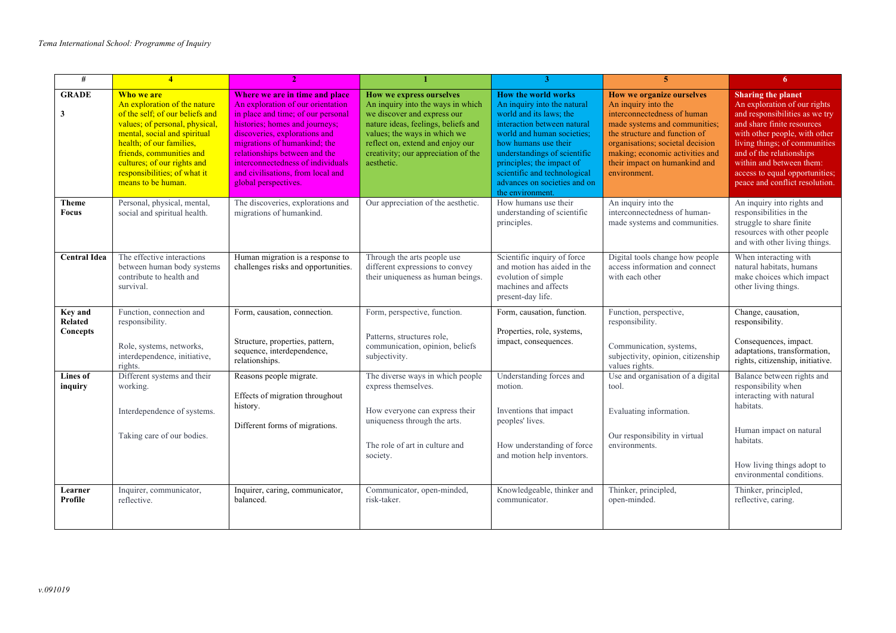*Tema International School: Programme of Inquiry*

| # | 4 | 2 | 1 | 3 | 5 | 6 |
|---|---|---|---|---|---|---|
| **GRADE**<br><br>**3** | **Who we are**<br>An exploration of the nature of the self; of our beliefs and values; of personal, physical, mental, social and spiritual health; of our families, friends, communities and cultures; of our rights and responsibilities; of what it means to be human. | **Where we are in time and place**<br>An exploration of our orientation in place and time; of our personal histories; homes and journeys; discoveries, explorations and migrations of humankind; the relationships between and the interconnectedness of individuals and civilisations, from local and global perspectives. | **How we express ourselves**<br>An inquiry into the ways in which we discover and express our nature ideas, feelings, beliefs and values; the ways in which we reflect on, extend and enjoy our creativity; our appreciation of the aesthetic. | **How the world works**<br>An inquiry into the natural world and its laws; the interaction between natural world and human societies; how humans use their understandings of scientific principles; the impact of scientific and technological advances on societies and on the environment. | **How we organize ourselves**<br>An inquiry into the interconnectedness of human made systems and communities; the structure and function of organisations; societal decision making; economic activities and their impact on humankind and environment. | **Sharing the planet**<br>An exploration of our rights and responsibilities as we try and share finite resources with other people, with other living things; of communities and of the relationships within and between them: access to equal opportunities; peace and conflict resolution. |
| **Theme Focus** | Personal, physical, mental, social and spiritual health. | The discoveries, explorations and migrations of humankind. | Our appreciation of the aesthetic. | How humans use their understanding of scientific principles. | An inquiry into the interconnectedness of human-made systems and communities. | An inquiry into rights and responsibilities in the struggle to share finite resources with other people and with other living things. |
| **Central Idea** | The effective interactions between human body systems contribute to health and survival. | Human migration is a response to challenges risks and opportunities. | Through the arts people use different expressions to convey their uniqueness as human beings. | Scientific inquiry of force and motion has aided in the evolution of simple machines and affects present-day life. | Digital tools change how people access information and connect with each other | When interacting with natural habitats, humans make choices which impact other living things. |
| **Key and Related Concepts** | Function, connection and responsibility.<br><br>Role, systems, networks, interdependence, initiative, rights. | Form, causation, connection.<br><br>Structure, properties, pattern, sequence, interdependence, relationships. | Form, perspective, function.<br><br>Patterns, structures role, communication, opinion, beliefs subjectivity. | Form, causation, function.<br><br>Properties, role, systems, impact, consequences. | Function, perspective, responsibility.<br><br>Communication, systems, subjectivity, opinion, citizenship values rights. | Change, causation, responsibility.<br><br>Consequences, impact. adaptations, transformation, rights, citizenship, initiative. |
| **Lines of inquiry** | Different systems and their working.<br><br>Interdependence of systems.<br><br>Taking care of our bodies. | Reasons people migrate.<br><br>Effects of migration throughout history.<br><br>Different forms of migrations. | The diverse ways in which people express themselves.<br><br>How everyone can express their uniqueness through the arts.<br><br>The role of art in culture and society. | Understanding forces and motion.<br><br>Inventions that impact peoples' lives.<br><br>How understanding of force and motion help inventors. | Use and organisation of a digital tool.<br><br>Evaluating information.<br><br>Our responsibility in virtual environments. | Balance between rights and responsibility when interacting with natural habitats.<br><br>Human impact on natural habitats.<br><br>How living things adopt to environmental conditions. |
| **Learner Profile** | Inquirer, communicator, reflective. | Inquirer, caring, communicator, balanced. | Communicator, open-minded, risk-taker. | Knowledgeable, thinker and communicator. | Thinker, principled, open-minded. | Thinker, principled, reflective, caring. |

*v.091019*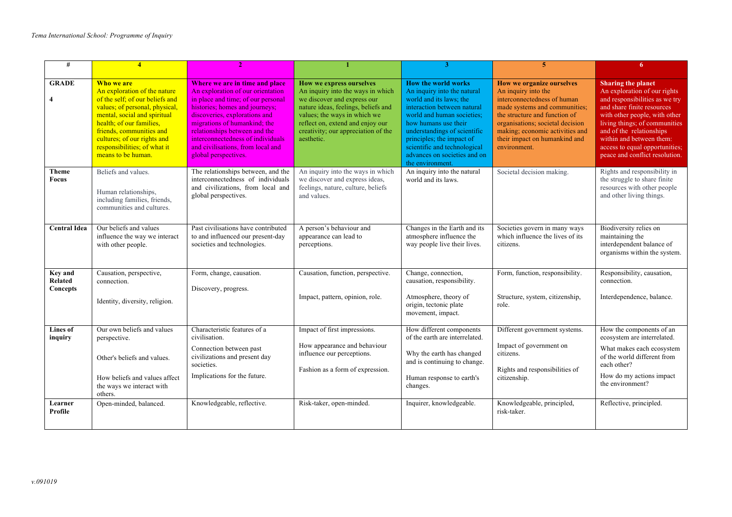| # | 4 | 2 | 1 | 3 | 5 | 6 |
|---|---|---|---|---|---|---|
| **GRADE**<br><br>**4** | **Who we are**<br>An exploration of the nature of the self; of our beliefs and values; of personal, physical, mental, social and spiritual health; of our families, friends, communities and cultures; of our rights and responsibilities; of what it means to be human. | **Where we are in time and place**<br>An exploration of our orientation in place and time; of our personal histories; homes and journeys; discoveries, explorations and migrations of humankind; the relationships between and the interconnectedness of individuals and civilisations, from local and global perspectives. | **How we express ourselves**<br>An inquiry into the ways in which we discover and express our nature ideas, feelings, beliefs and values; the ways in which we reflect on, extend and enjoy our creativity; our appreciation of the aesthetic. | **How the world works**<br>An inquiry into the natural world and its laws; the interaction between natural world and human societies; how humans use their understandings of scientific principles; the impact of scientific and technological advances on societies and on the environment. | **How we organize ourselves**<br>An inquiry into the interconnectedness of human made systems and communities; the structure and function of organisations; societal decision making; economic activities and their impact on humankind and environment. | **Sharing the planet**<br>An exploration of our rights and responsibilities as we try and share finite resources with other people, with other living things; of communities and of the relationships within and between them: access to equal opportunities; peace and conflict resolution. |
| **Theme Focus** | Beliefs and values.<br><br>Human relationships, including families, friends, communities and cultures. | The relationships between, and the interconnectedness of individuals and civilizations, from local and global perspectives. | An inquiry into the ways in which we discover and express ideas, feelings, nature, culture, beliefs and values. | An inquiry into the natural world and its laws. | Societal decision making. | Rights and responsibility in the struggle to share finite resources with other people and other living things. |
| **Central Idea** | Our beliefs and values influence the way we interact with other people. | Past civilisations have contributed to and influenced our present-day societies and technologies. | A person's behaviour and appearance can lead to perceptions. | Changes in the Earth and its atmosphere influence the way people live their lives. | Societies govern in many ways which influence the lives of its citizens. | Biodiversity relies on maintaining the interdependent balance of organisms within the system. |
| **Key and Related Concepts** | Causation, perspective, connection.<br><br>Identity, diversity, religion. | Form, change, causation.<br><br>Discovery, progress. | Causation, function, perspective.<br><br>Impact, pattern, opinion, role. | Change, connection, causation, responsibility.<br><br>Atmosphere, theory of origin, tectonic plate movement, impact. | Form, function, responsibility.<br><br>Structure, system, citizenship, role. | Responsibility, causation, connection.<br><br>Interdependence, balance. |
| **Lines of inquiry** | Our own beliefs and values perspective.<br><br>Other's beliefs and values.<br><br>How beliefs and values affect the ways we interact with others. | Characteristic features of a civilisation.<br><br>Connection between past civilizations and present day societies.<br><br>Implications for the future. | Impact of first impressions.<br><br>How appearance and behaviour influence our perceptions.<br><br>Fashion as a form of expression. | How different components of the earth are interrelated.<br><br>Why the earth has changed and is continuing to change.<br><br>Human response to earth's changes. | Different government systems.<br><br>Impact of government on citizens.<br><br>Rights and responsibilities of citizenship. | How the components of an ecosystem are interrelated.<br><br>What makes each ecosystem of the world different from each other?<br><br>How do my actions impact the environment? |
| **Learner Profile** | Open-minded, balanced. | Knowledgeable, reflective. | Risk-taker, open-minded. | Inquirer, knowledgeable. | Knowledgeable, principled, risk-taker. | Reflective, principled. |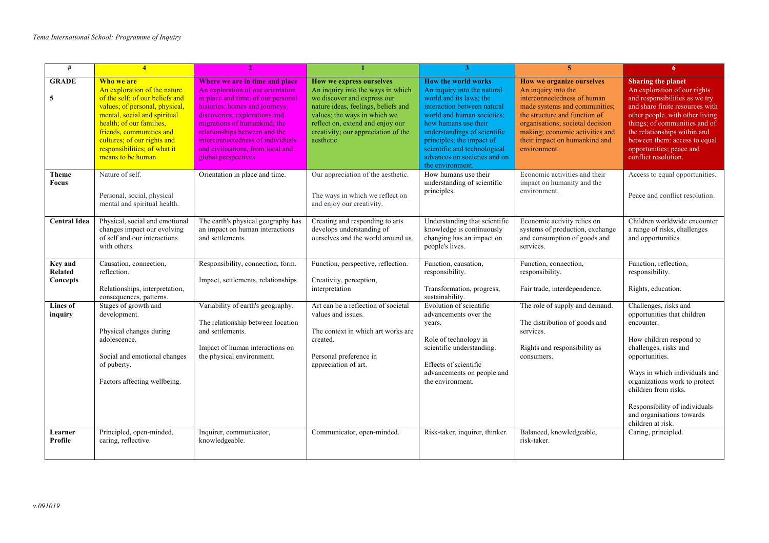| # | 4 | 2 | 1 | 3 | 5 | 6 |
|---|---|---|---|---|---|---|
| **GRADE**<br><br>**5** | **Who we are**<br>An exploration of the nature of the self; of our beliefs and values; of personal, physical, mental, social and spiritual health; of our families, friends, communities and cultures; of our rights and responsibilities; of what it means to be human. | **Where we are in time and place**<br>An exploration of our orientation in place and time; of our personal histories; homes and journeys; discoveries, explorations and migrations of humankind; the relationships between and the interconnectedness of individuals and civilisations, from local and global perspectives. | **How we express ourselves**<br>An inquiry into the ways in which we discover and express our nature ideas, feelings, beliefs and values; the ways in which we reflect on, extend and enjoy our creativity; our appreciation of the aesthetic. | **How the world works**<br>An inquiry into the natural world and its laws; the interaction between natural world and human societies; how humans use their understandings of scientific principles; the impact of scientific and technological advances on societies and on the environment. | **How we organize ourselves**<br>An inquiry into the interconnectedness of human made systems and communities; the structure and function of organisations; societal decision making; economic activities and their impact on humankind and environment. | **Sharing the planet**<br>An exploration of our rights and responsibilities as we try and share finite resources with other people, with other living things; of communities and of the relationships within and between them: access to equal opportunities; peace and conflict resolution. |
| **Theme Focus** | Nature of self.<br><br>Personal, social, physical mental and spiritual health. | Orientation in place and time. | Our appreciation of the aesthetic.<br><br>The ways in which we reflect on and enjoy our creativity. | How humans use their understanding of scientific principles. | Economic activities and their impact on humanity and the environment. | Access to equal opportunities.<br><br>Peace and conflict resolution. |
| **Central Idea** | Physical, social and emotional changes impact our evolving of self and our interactions with others. | The earth's physical geography has an impact on human interactions and settlements. | Creating and responding to arts develops understanding of ourselves and the world around us. | Understanding that scientific knowledge is continuously changing has an impact on people's lives. | Economic activity relies on systems of production, exchange and consumption of goods and services. | Children worldwide encounter a range of risks, challenges and opportunities. |
| **Key and Related Concepts** | Causation, connection, reflection.<br><br>Relationships, interpretation, consequences, patterns. | Responsibility, connection, form.<br><br>Impact, settlements, relationships | Function, perspective, reflection.<br><br>Creativity, perception, interpretation | Function, causation, responsibility.<br><br>Transformation, progress, sustainability. | Function, connection, responsibility.<br><br>Fair trade, interdependence. | Function, reflection, responsibility.<br><br>Rights, education. |
| **Lines of inquiry** | Stages of growth and development.<br><br>Physical changes during adolescence.<br><br>Social and emotional changes of puberty.<br><br>Factors affecting wellbeing. | Variability of earth's geography.<br><br>The relationship between location and settlements.<br><br>Impact of human interactions on the physical environment. | Art can be a reflection of societal values and issues.<br><br>The context in which art works are created.<br><br>Personal preference in appreciation of art. | Evolution of scientific advancements over the years.<br><br>Role of technology in scientific understanding.<br><br>Effects of scientific advancements on people and the environment. | The role of supply and demand.<br><br>The distribution of goods and services.<br><br>Rights and responsibility as consumers. | Challenges, risks and opportunities that children encounter.<br><br>How children respond to challenges, risks and opportunities.<br><br>Ways in which individuals and organizations work to protect children from risks.<br><br>Responsibility of individuals and organisations towards children at risk. |
| **Learner Profile** | Principled, open-minded, caring, reflective. | Inquirer, communicator, knowledgeable. | Communicator, open-minded. | Risk-taker, inquirer, thinker. | Balanced, knowledgeable, risk-taker. | Caring, principled. |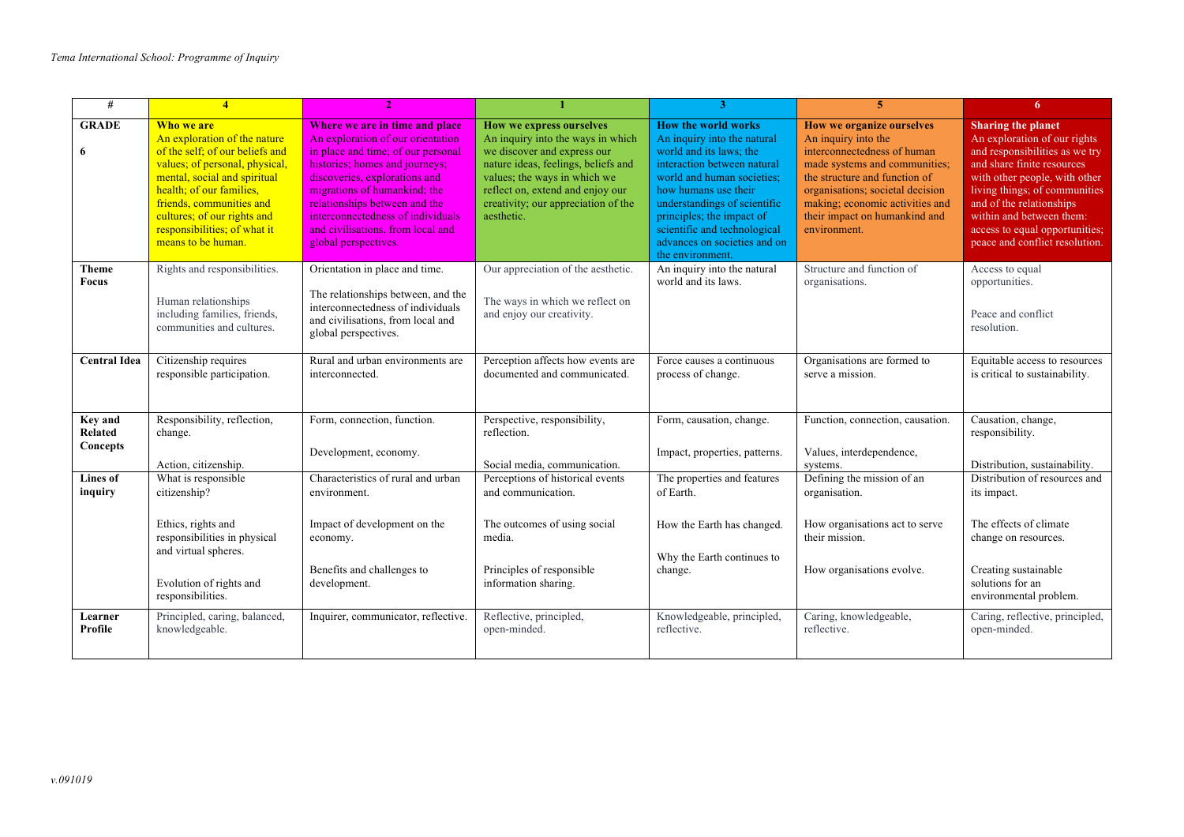| # | 4 | 2 | 1 | 3 | 5 | 6 |
|---|---|---|---|---|---|---|
| **GRADE** 6 | **Who we are** An exploration of the nature of the self; of our beliefs and values; of personal, physical, mental, social and spiritual health; of our families, friends, communities and cultures; of our rights and responsibilities; of what it means to be human. | **Where we are in time and place** An exploration of our orientation in place and time; of our personal histories; homes and journeys; discoveries, explorations and migrations of humankind; the relationships between and the interconnectedness of individuals and civilisations, from local and global perspectives. | **How we express ourselves** An inquiry into the ways in which we discover and express our nature ideas, feelings, beliefs and values; the ways in which we reflect on, extend and enjoy our creativity; our appreciation of the aesthetic. | **How the world works** An inquiry into the natural world and its laws; the interaction between natural world and human societies; how humans use their understandings of scientific principles; the impact of scientific and technological advances on societies and on the environment. | **How we organize ourselves** An inquiry into the interconnectedness of human made systems and communities; the structure and function of organisations; societal decision making; economic activities and their impact on humankind and environment. | **Sharing the planet** An exploration of our rights and responsibilities as we try and share finite resources with other people, with other living things; of communities and of the relationships within and between them: access to equal opportunities; peace and conflict resolution. |
| **Theme Focus** | Rights and responsibilities.<br><br>Human relationships including families, friends, communities and cultures. | Orientation in place and time.<br><br>The relationships between, and the interconnectedness of individuals and civilisations, from local and global perspectives. | Our appreciation of the aesthetic.<br><br>The ways in which we reflect on and enjoy our creativity. | An inquiry into the natural world and its laws. | Structure and function of organisations. | Access to equal opportunities.<br><br>Peace and conflict resolution. |
| **Central Idea** | Citizenship requires responsible participation. | Rural and urban environments are interconnected. | Perception affects how events are documented and communicated. | Force causes a continuous process of change. | Organisations are formed to serve a mission. | Equitable access to resources is critical to sustainability. |
| **Key and Related Concepts** | Responsibility, reflection, change.<br><br>Action, citizenship. | Form, connection, function.<br><br>Development, economy. | Perspective, responsibility, reflection.<br><br>Social media, communication. | Form, causation, change.<br><br>Impact, properties, patterns. | Function, connection, causation.<br><br>Values, interdependence, systems. | Causation, change, responsibility.<br><br>Distribution, sustainability. |
| **Lines of inquiry** | What is responsible citizenship?<br><br>Ethics, rights and responsibilities in physical and virtual spheres.<br><br>Evolution of rights and responsibilities. | Characteristics of rural and urban environment.<br><br>Impact of development on the economy.<br><br>Benefits and challenges to development. | Perceptions of historical events and communication.<br><br>The outcomes of using social media.<br><br>Principles of responsible information sharing. | The properties and features of Earth.<br><br>How the Earth has changed.<br><br>Why the Earth continues to change. | Defining the mission of an organisation.<br><br>How organisations act to serve their mission.<br><br>How organisations evolve. | Distribution of resources and its impact.<br><br>The effects of climate change on resources.<br><br>Creating sustainable solutions for an environmental problem. |
| **Learner Profile** | Principled, caring, balanced, knowledgeable. | Inquirer, communicator, reflective. | Reflective, principled, open-minded. | Knowledgeable, principled, reflective. | Caring, knowledgeable, reflective. | Caring, reflective, principled, open-minded. |